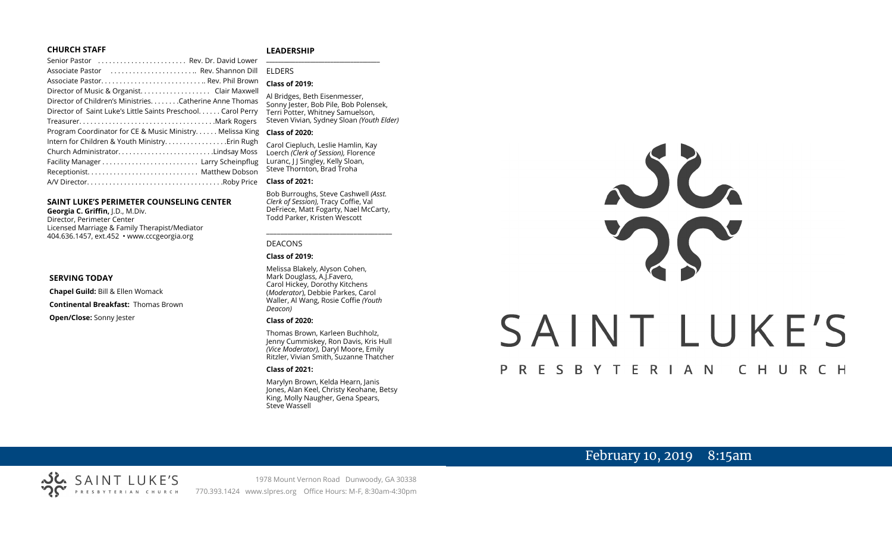## CHURCH STAFF

Senior Pastor . . . . . . . . . . . . . . . . . . . . . . . Rev. Dr. David Lower
Associate Pastor . . . . . . . . . . . . . . . . . . . . . . .. Rev. Shannon Dill
Associate Pastor. . . . . . . . . . . . . . . . . . . . . . . . . . .. Rev. Phil Brown
Director of Music & Organist. . . . . . . . . . . . . . . . . . Clair Maxwell
Director of Children's Ministries. . . . . . . .Catherine Anne Thomas
Director of Saint Luke's Little Saints Preschool. . . . . . Carol Perry
Treasurer. . . . . . . . . . . . . . . . . . . . . . . . . . . . . . . . . . . .Mark Rogers
Program Coordinator for CE & Music Ministry. . . . . . Melissa King
Intern for Children & Youth Ministry. . . . . . . . . . . . . . . . .Erin Rugh
Church Administrator. . . . . . . . . . . . . . . . . . . . . . . . .Lindsay Moss
Facility Manager . . . . . . . . . . . . . . . . . . . . . . . . . Larry Scheinpflug
Receptionist. . . . . . . . . . . . . . . . . . . . . . . . . . . . . Matthew Dobson
A/V Director. . . . . . . . . . . . . . . . . . . . . . . . . . . . . . . . . . . .Roby Price

## SAINT LUKE'S PERIMETER COUNSELING CENTER

**Georgia C. Griffin,** J.D., M.Div.
Director, Perimeter Center
Licensed Marriage & Family Therapist/Mediator
404.636.1457, ext.452 • www.cccgeorgia.org

## SERVING TODAY

**Chapel Guild:** Bill & Ellen Womack

**Continental Breakfast:** Thomas Brown

**Open/Close:** Sonny Jester

## LEADERSHIP

ELDERS

**Class of 2019:**

Al Bridges, Beth Eisenmesser, Sonny Jester, Bob Pile, Bob Polensek, Terri Potter, Whitney Samuelson, Steven Vivian*,* Sydney Sloan *(Youth Elder)*

**Class of 2020:**

Carol Ciepluch, Leslie Hamlin, Kay Loerch *(Clerk of Session),* Florence Luranc, J J Singley, Kelly Sloan, Steve Thornton, Brad Troha

**Class of 2021:**

Bob Burroughs, Steve Cashwell *(Asst. Clerk of Session),* Tracy Coffie, Val DeFriece, Matt Fogarty, Nael McCarty, Todd Parker, Kristen Wescott

DEACONS

**Class of 2019:**

Melissa Blakely, Alyson Cohen, Mark Douglass, A.J.Favero, Carol Hickey, Dorothy Kitchens (*Moderator*), Debbie Parkes, Carol Waller, Al Wang, Rosie Coffie *(Youth Deacon)*

**Class of 2020:**

Thomas Brown, Karleen Buchholz, Jenny Cummiskey, Ron Davis, Kris Hull *(Vice Moderator),* Daryl Moore, Emily Ritzler, Vivian Smith, Suzanne Thatcher

**Class of 2021:**

Marylyn Brown, Kelda Hearn, Janis Jones, Alan Keel, Christy Keohane, Betsy King, Molly Naugher, Gena Spears, Steve Wassell

# SAINT LUKE'S PRESBYTERIAN CHURCH

February 10, 2019 8:15am

SAINT LUKE'S PRESBYTERIAN CHURCH

1978 Mount Vernon Road Dunwoody, GA 30338
770.393.1424 www.slpres.org Office Hours: M-F, 8:30am-4:30pm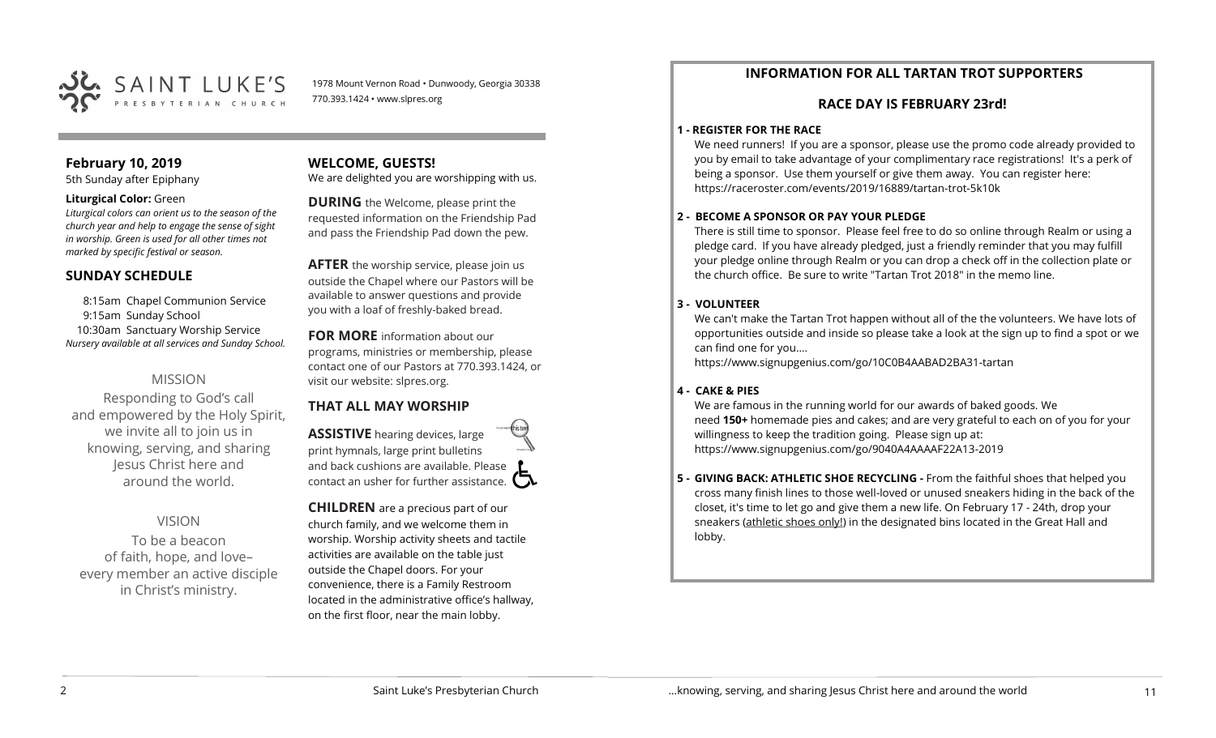SAINT LUKE'S PRESBYTERIAN CHURCH

1978 Mount Vernon Road • Dunwoody, Georgia 30338
770.393.1424 • www.slpres.org

## February 10, 2019

5th Sunday after Epiphany

**Liturgical Color:** Green

*Liturgical colors can orient us to the season of the church year and help to engage the sense of sight in worship. Green is used for all other times not marked by specific festival or season.*

## SUNDAY SCHEDULE

8:15am Chapel Communion Service
9:15am Sunday School
10:30am Sanctuary Worship Service
*Nursery available at all services and Sunday School.*

### MISSION

Responding to God's call and empowered by the Holy Spirit, we invite all to join us in knowing, serving, and sharing Jesus Christ here and around the world.

### VISION

To be a beacon of faith, hope, and love– every member an active disciple in Christ's ministry.

## WELCOME, GUESTS!

We are delighted you are worshipping with us.

**DURING** the Welcome, please print the requested information on the Friendship Pad and pass the Friendship Pad down the pew.

**AFTER** the worship service, please join us outside the Chapel where our Pastors will be available to answer questions and provide you with a loaf of freshly-baked bread.

**FOR MORE** information about our programs, ministries or membership, please contact one of our Pastors at 770.393.1424, or visit our website: slpres.org.

## THAT ALL MAY WORSHIP

**ASSISTIVE** hearing devices, large print hymnals, large print bulletins and back cushions are available. Please contact an usher for further assistance.

**CHILDREN** are a precious part of our church family, and we welcome them in worship. Worship activity sheets and tactile activities are available on the table just outside the Chapel doors. For your convenience, there is a Family Restroom located in the administrative office's hallway, on the first floor, near the main lobby.

## INFORMATION FOR ALL TARTAN TROT SUPPORTERS

### RACE DAY IS FEBRUARY 23rd!

**1 - REGISTER FOR THE RACE**

We need runners! If you are a sponsor, please use the promo code already provided to you by email to take advantage of your complimentary race registrations! It's a perk of being a sponsor. Use them yourself or give them away. You can register here: https://raceroster.com/events/2019/16889/tartan-trot-5k10k

**2 - BECOME A SPONSOR OR PAY YOUR PLEDGE**

There is still time to sponsor. Please feel free to do so online through Realm or using a pledge card. If you have already pledged, just a friendly reminder that you may fulfill your pledge online through Realm or you can drop a check off in the collection plate or the church office. Be sure to write "Tartan Trot 2018" in the memo line.

**3 - VOLUNTEER**

We can't make the Tartan Trot happen without all of the the volunteers. We have lots of opportunities outside and inside so please take a look at the sign up to find a spot or we can find one for you….
https://www.signupgenius.com/go/10C0B4AABAD2BA31-tartan

**4 - CAKE & PIES**

We are famous in the running world for our awards of baked goods. We need **150+** homemade pies and cakes; and are very grateful to each on of you for your willingness to keep the tradition going. Please sign up at: https://www.signupgenius.com/go/9040A4AAAAF22A13-2019

**5 - GIVING BACK: ATHLETIC SHOE RECYCLING -** From the faithful shoes that helped you cross many finish lines to those well-loved or unused sneakers hiding in the back of the closet, it's time to let go and give them a new life. On February 17 - 24th, drop your sneakers (athletic shoes only!) in the designated bins located in the Great Hall and lobby.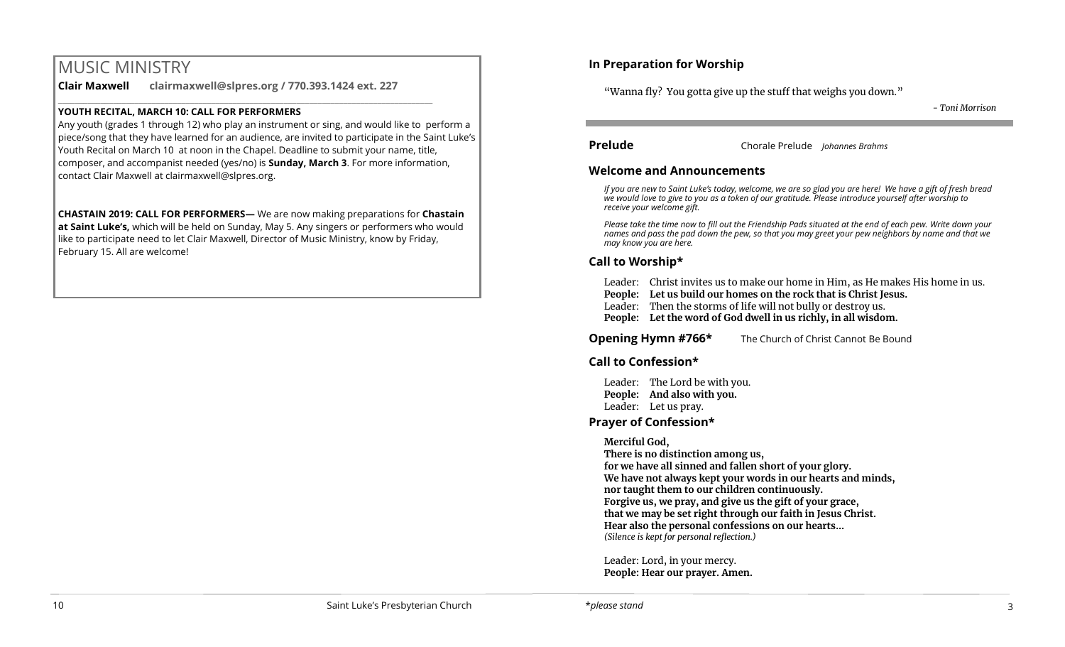# MUSIC MINISTRY

**Clair Maxwell** **clairmaxwell@slpres.org / 770.393.1424 ext. 227**

**YOUTH RECITAL, MARCH 10: CALL FOR PERFORMERS**

Any youth (grades 1 through 12) who play an instrument or sing, and would like to perform a piece/song that they have learned for an audience, are invited to participate in the Saint Luke's Youth Recital on March 10 at noon in the Chapel. Deadline to submit your name, title, composer, and accompanist needed (yes/no) is **Sunday, March 3**. For more information, contact Clair Maxwell at clairmaxwell@slpres.org.

**CHASTAIN 2019: CALL FOR PERFORMERS—** We are now making preparations for **Chastain at Saint Luke's,** which will be held on Sunday, May 5. Any singers or performers who would like to participate need to let Clair Maxwell, Director of Music Ministry, know by Friday, February 15. All are welcome!

## In Preparation for Worship

"Wanna fly? You gotta give up the stuff that weighs you down."

*- Toni Morrison*

## Prelude

Chorale Prelude *Johannes Brahms*

## Welcome and Announcements

*If you are new to Saint Luke's today, welcome, we are so glad you are here! We have a gift of fresh bread we would love to give to you as a token of our gratitude. Please introduce yourself after worship to receive your welcome gift.*

*Please take the time now to fill out the Friendship Pads situated at the end of each pew. Write down your names and pass the pad down the pew, so that you may greet your pew neighbors by name and that we may know you are here.*

## Call to Worship*

Leader: Christ invites us to make our home in Him, as He makes His home in us.
**People: Let us build our homes on the rock that is Christ Jesus.**
Leader: Then the storms of life will not bully or destroy us.
**People: Let the word of God dwell in us richly, in all wisdom.**

## Opening Hymn #766*

The Church of Christ Cannot Be Bound

## Call to Confession*

Leader: The Lord be with you.
**People: And also with you.**
Leader: Let us pray.

## Prayer of Confession*

**Merciful God,**
**There is no distinction among us,**
**for we have all sinned and fallen short of your glory.**
**We have not always kept your words in our hearts and minds,**
**nor taught them to our children continuously.**
**Forgive us, we pray, and give us the gift of your grace,**
**that we may be set right through our faith in Jesus Christ.**
**Hear also the personal confessions on our hearts…**
*(Silence is kept for personal reflection.)*

Leader: Lord, in your mercy.
**People: Hear our prayer. Amen.**

*\*please stand*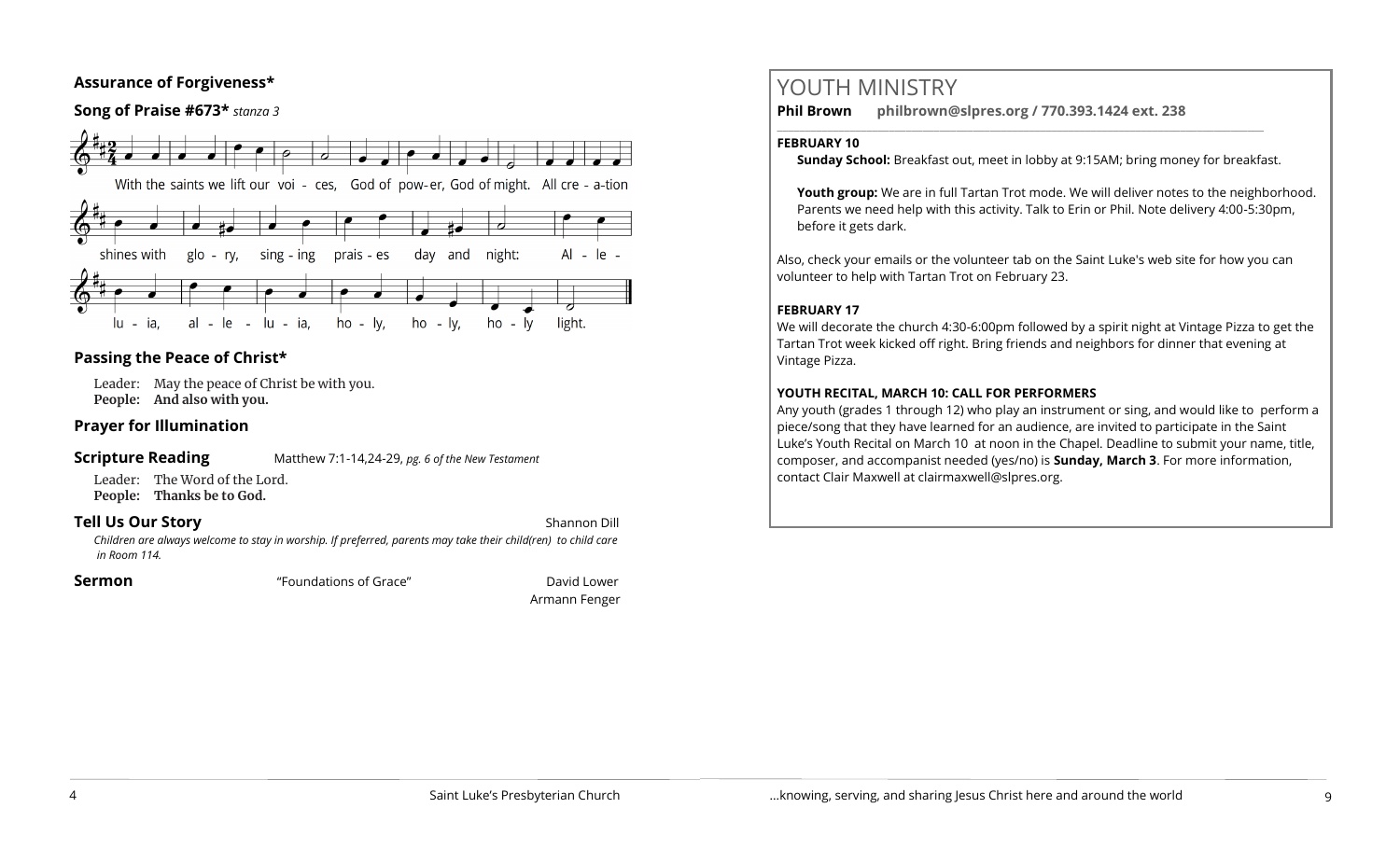**Assurance of Forgiveness***

**Song of Praise #673*** *stanza 3*

With the saints we lift our voi - ces, God of pow-er, God of might. All cre - a-tion shines with glo - ry, sing - ing prais - es day and night: Al - le - lu - ia, al - le - lu - ia, ho - ly, ho - ly, ho - ly light.

**Passing the Peace of Christ***

Leader: May the peace of Christ be with you.
**People: And also with you.**

**Prayer for Illumination**

**Scripture Reading** Matthew 7:1-14,24-29, *pg. 6 of the New Testament*

Leader: The Word of the Lord.
**People: Thanks be to God.**

**Tell Us Our Story** Shannon Dill

*Children are always welcome to stay in worship. If preferred, parents may take their child(ren) to child care in Room 114.*

**Sermon** "Foundations of Grace" David Lower
Armann Fenger

# YOUTH MINISTRY

**Phil Brown** **philbrown@slpres.org / 770.393.1424 ext. 238**

**FEBRUARY 10**

**Sunday School:** Breakfast out, meet in lobby at 9:15AM; bring money for breakfast.

**Youth group:** We are in full Tartan Trot mode. We will deliver notes to the neighborhood. Parents we need help with this activity. Talk to Erin or Phil. Note delivery 4:00-5:30pm, before it gets dark.

Also, check your emails or the volunteer tab on the Saint Luke's web site for how you can volunteer to help with Tartan Trot on February 23.

**FEBRUARY 17**

We will decorate the church 4:30-6:00pm followed by a spirit night at Vintage Pizza to get the Tartan Trot week kicked off right. Bring friends and neighbors for dinner that evening at Vintage Pizza.

**YOUTH RECITAL, MARCH 10: CALL FOR PERFORMERS**

Any youth (grades 1 through 12) who play an instrument or sing, and would like to perform a piece/song that they have learned for an audience, are invited to participate in the Saint Luke's Youth Recital on March 10 at noon in the Chapel. Deadline to submit your name, title, composer, and accompanist needed (yes/no) is **Sunday, March 3**. For more information, contact Clair Maxwell at clairmaxwell@slpres.org.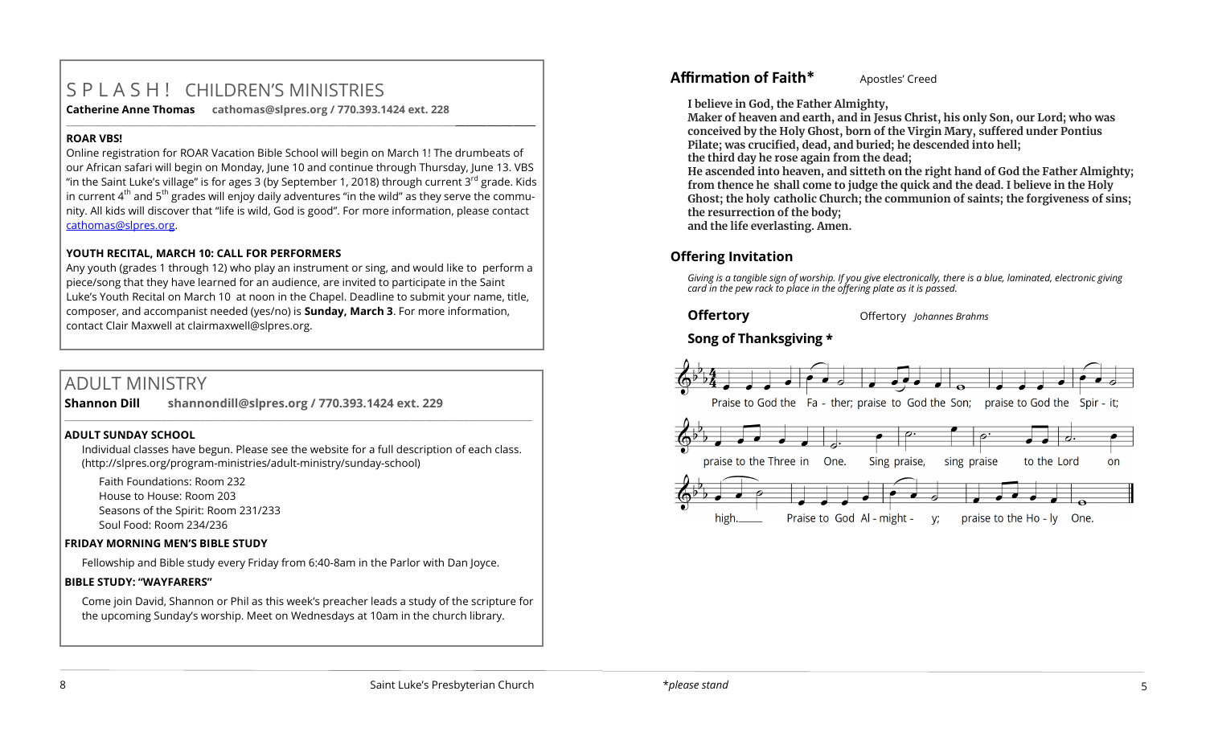# SPLASH! CHILDREN'S MINISTRIES

**Catherine Anne Thomas** **cathomas@slpres.org / 770.393.1424 ext. 228**

### ROAR VBS!

Online registration for ROAR Vacation Bible School will begin on March 1! The drumbeats of our African safari will begin on Monday, June 10 and continue through Thursday, June 13. VBS "in the Saint Luke's village" is for ages 3 (by September 1, 2018) through current 3rd grade. Kids in current 4th and 5th grades will enjoy daily adventures "in the wild" as they serve the community. All kids will discover that "life is wild, God is good". For more information, please contact cathomas@slpres.org.

### YOUTH RECITAL, MARCH 10: CALL FOR PERFORMERS

Any youth (grades 1 through 12) who play an instrument or sing, and would like to perform a piece/song that they have learned for an audience, are invited to participate in the Saint Luke's Youth Recital on March 10 at noon in the Chapel. Deadline to submit your name, title, composer, and accompanist needed (yes/no) is **Sunday, March 3**. For more information, contact Clair Maxwell at clairmaxwell@slpres.org.

# ADULT MINISTRY

**Shannon Dill** **shannondill@slpres.org / 770.393.1424 ext. 229**

### ADULT SUNDAY SCHOOL

Individual classes have begun. Please see the website for a full description of each class. (http://slpres.org/program-ministries/adult-ministry/sunday-school)

Faith Foundations: Room 232
House to House: Room 203
Seasons of the Spirit: Room 231/233
Soul Food: Room 234/236

### FRIDAY MORNING MEN'S BIBLE STUDY

Fellowship and Bible study every Friday from 6:40-8am in the Parlor with Dan Joyce.

### BIBLE STUDY: "WAYFARERS"

Come join David, Shannon or Phil as this week's preacher leads a study of the scripture for the upcoming Sunday's worship. Meet on Wednesdays at 10am in the church library.

## Affirmation of Faith* Apostles' Creed

**I believe in God, the Father Almighty,**
**Maker of heaven and earth, and in Jesus Christ, his only Son, our Lord; who was conceived by the Holy Ghost, born of the Virgin Mary, suffered under Pontius Pilate; was crucified, dead, and buried; he descended into hell;**
**the third day he rose again from the dead;**
**He ascended into heaven, and sitteth on the right hand of God the Father Almighty; from thence he shall come to judge the quick and the dead. I believe in the Holy Ghost; the holy catholic Church; the communion of saints; the forgiveness of sins; the resurrection of the body;**
**and the life everlasting. Amen.**

## Offering Invitation

*Giving is a tangible sign of worship. If you give electronically, there is a blue, laminated, electronic giving card in the pew rack to place in the offering plate as it is passed.*

## Offertory Offertory *Johannes Brahms*

## Song of Thanksgiving *

Praise to God the Father; praise to God the Son; praise to God the Spirit; praise to the Three in One. Sing praise, sing praise to the Lord on high. Praise to God Almighty; praise to the Holy One.

*please stand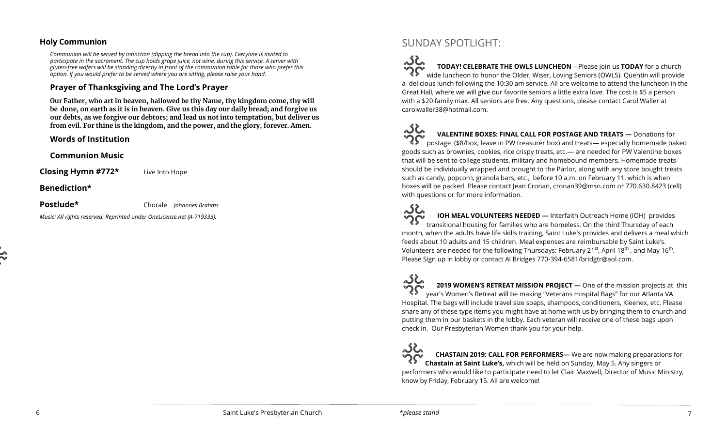## Holy Communion

*Communion will be served by intinction (dipping the bread into the cup). Everyone is invited to participate in the sacrament. The cup holds grape juice, not wine, during this service. A server with gluten-free wafers will be standing directly in front of the communion table for those who prefer this option. If you would prefer to be served where you are sitting, please raise your hand.*

### Prayer of Thanksgiving and The Lord's Prayer

**Our Father, who art in heaven, hallowed be thy Name, thy kingdom come, thy will be done, on earth as it is in heaven. Give us this day our daily bread; and forgive us our debts, as we forgive our debtors; and lead us not into temptation, but deliver us from evil. For thine is the kingdom, and the power, and the glory, forever. Amen.**

### Words of Institution

### Communion Music

**Closing Hymn #772*** Live Into Hope

**Benediction***

**Postlude*** Chorale *Johannes Brahms*

*Music: All rights reserved. Reprinted under OneLicense.net (A-719333).*

*please stand

# SUNDAY SPOTLIGHT:

**TODAY! CELEBRATE THE OWLS LUNCHEON**—Please join us **TODAY** for a church-wide luncheon to honor the Older, Wiser, Loving Seniors (OWLS). Quentin will provide a delicious lunch following the 10:30 am service. All are welcome to attend the luncheon in the Great Hall, where we will give our favorite seniors a little extra love. The cost is $5 a person with a $20 family max. All seniors are free. Any questions, please contact Carol Waller at carolwaller38@hotmail.com.

**VALENTINE BOXES: FINAL CALL FOR POSTAGE AND TREATS —** Donations for postage ($8/box; leave in PW treasurer box) and treats— especially homemade baked goods such as brownies, cookies, rice crispy treats, etc.— are needed for PW Valentine boxes that will be sent to college students, military and homebound members. Homemade treats should be individually wrapped and brought to the Parlor, along with any store bought treats such as candy, popcorn, granola bars, etc., before 10 a.m. on February 11, which is when boxes will be packed. Please contact Jean Cronan, cronan39@msn.com or 770.630.8423 (cell) with questions or for more information.

**IOH MEAL VOLUNTEERS NEEDED —** Interfaith Outreach Home (IOH) provides transitional housing for families who are homeless. On the third Thursday of each month, when the adults have life skills training, Saint Luke's provides and delivers a meal which feeds about 10 adults and 15 children. Meal expenses are reimbursable by Saint Luke's. Volunteers are needed for the following Thursdays: February 21st, April 18th , and May 16th. Please Sign up in lobby or contact Al Bridges 770-394-6581/bridgtr@aol.com.

**2019 WOMEN'S RETREAT MISSION PROJECT —** One of the mission projects at this year's Women's Retreat will be making "Veterans Hospital Bags" for our Atlanta VA Hospital. The bags will include travel size soaps, shampoos, conditioners, Kleenex, etc. Please share any of these type items you might have at home with us by bringing them to church and putting them in our baskets in the lobby. Each veteran will receive one of these bags upon check in. Our Presbyterian Women thank you for your help.

**CHASTAIN 2019: CALL FOR PERFORMERS—** We are now making preparations for **Chastain at Saint Luke's,** which will be held on Sunday, May 5. Any singers or performers who would like to participate need to let Clair Maxwell, Director of Music Ministry, know by Friday, February 15. All are welcome!